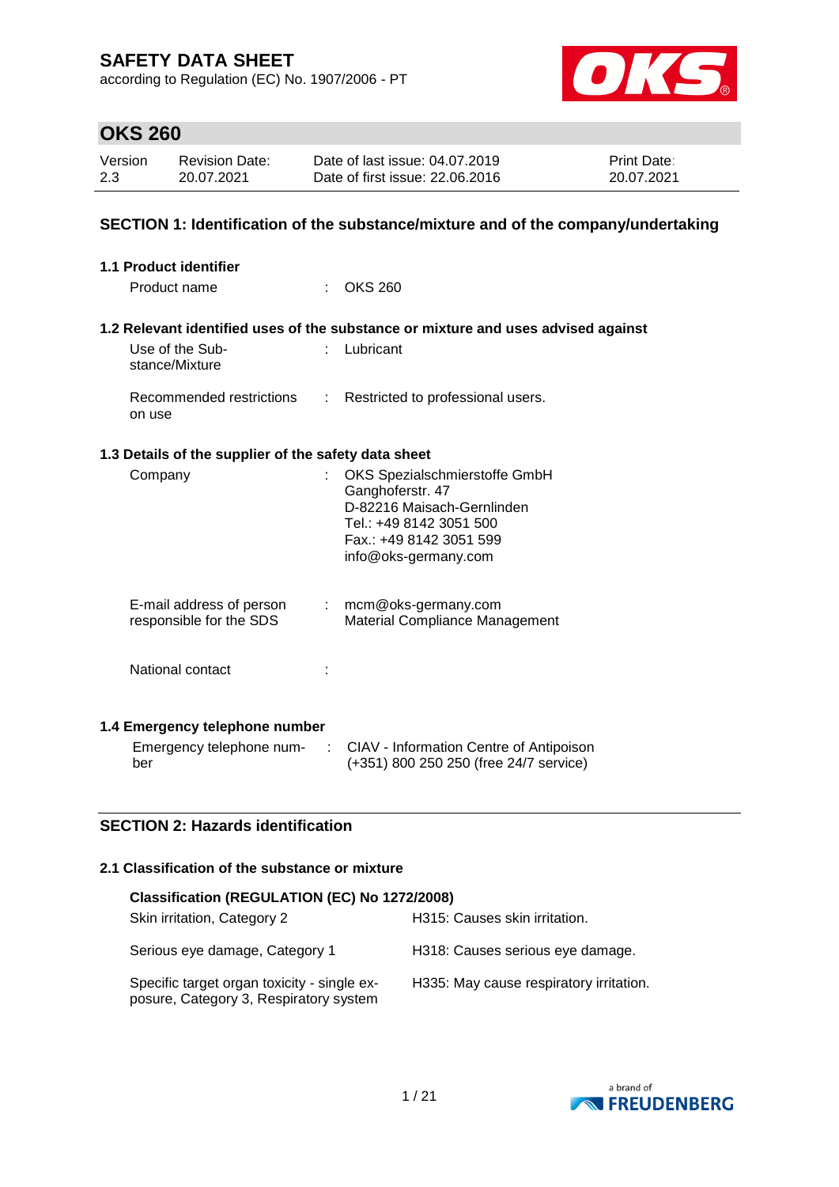# SAFETY DATA SHEET

according to Regulation (EC) No. 1907/2006 - PT

## OKS 260

| Version | Revision Date: | Date of last issue: 04.07.2019 | Print Date: |
|---|---|---|---|
| 2.3 | 20.07.2021 | Date of first issue: 22.06.2016 | 20.07.2021 |

## SECTION 1: Identification of the substance/mixture and of the company/undertaking

### 1.1 Product identifier

Product name : OKS 260

### 1.2 Relevant identified uses of the substance or mixture and uses advised against

Use of the Substance/Mixture : Lubricant

Recommended restrictions on use : Restricted to professional users.

### 1.3 Details of the supplier of the safety data sheet

Company : OKS Spezialschmierstoffe GmbH
Ganghoferstr. 47
D-82216 Maisach-Gernlinden
Tel.: +49 8142 3051 500
Fax.: +49 8142 3051 599
info@oks-germany.com

E-mail address of person responsible for the SDS : mcm@oks-germany.com
Material Compliance Management

National contact :

### 1.4 Emergency telephone number

Emergency telephone number : CIAV - Information Centre of Antipoison
(+351) 800 250 250 (free 24/7 service)

## SECTION 2: Hazards identification

### 2.1 Classification of the substance or mixture

**Classification (REGULATION (EC) No 1272/2008)**

| | |
|---|---|
| Skin irritation, Category 2 | H315: Causes skin irritation. |
| Serious eye damage, Category 1 | H318: Causes serious eye damage. |
| Specific target organ toxicity - single exposure, Category 3, Respiratory system | H335: May cause respiratory irritation. |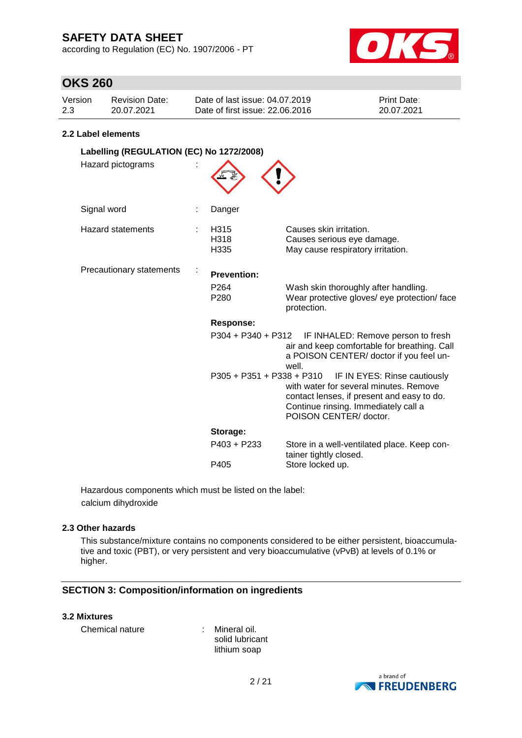### 2.2 Label elements

**Labelling (REGULATION (EC) No 1272/2008)**

Hazard pictograms :

Signal word : Danger

Hazard statements :

| | |
|---|---|
| H315 | Causes skin irritation. |
| H318 | Causes serious eye damage. |
| H335 | May cause respiratory irritation. |

Precautionary statements :

**Prevention:**

| | |
|---|---|
| P264 | Wash skin thoroughly after handling. |
| P280 | Wear protective gloves/ eye protection/ face protection. |

**Response:**

| | |
|---|---|
| P304 + P340 + P312 | IF INHALED: Remove person to fresh air and keep comfortable for breathing. Call a POISON CENTER/ doctor if you feel unwell. |
| P305 + P351 + P338 + P310 | IF IN EYES: Rinse cautiously with water for several minutes. Remove contact lenses, if present and easy to do. Continue rinsing. Immediately call a POISON CENTER/ doctor. |

**Storage:**

| | |
|---|---|
| P403 + P233 | Store in a well-ventilated place. Keep container tightly closed. |
| P405 | Store locked up. |

Hazardous components which must be listed on the label:
calcium dihydroxide

### 2.3 Other hazards

This substance/mixture contains no components considered to be either persistent, bioaccumulative and toxic (PBT), or very persistent and very bioaccumulative (vPvB) at levels of 0.1% or higher.

## SECTION 3: Composition/information on ingredients

### 3.2 Mixtures

Chemical nature : Mineral oil.
solid lubricant
lithium soap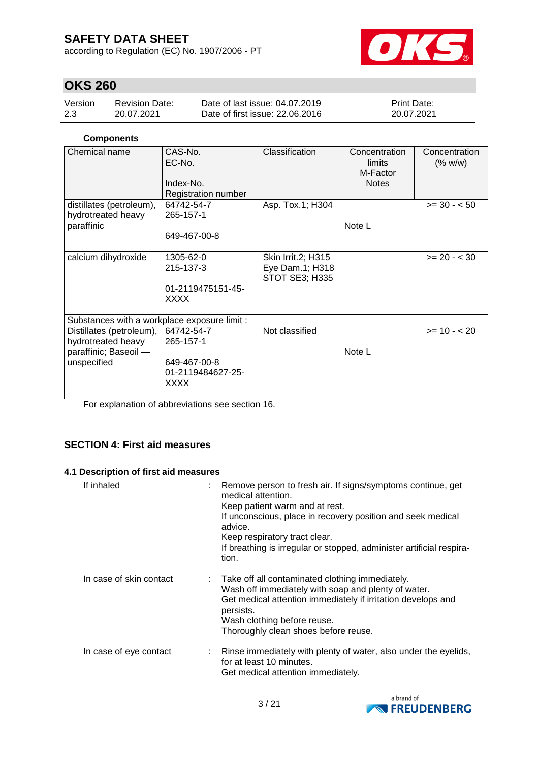**Components**

| Chemical name | CAS-No.<br>EC-No.<br><br>Index-No.<br>Registration number | Classification | Concentration limits<br>M-Factor<br>Notes | Concentration (% w/w) |
|---|---|---|---|---|
| distillates (petroleum), hydrotreated heavy paraffinic | 64742-54-7<br>265-157-1<br><br>649-467-00-8 | Asp. Tox.1; H304 | Note L | >= 30 - < 50 |
| calcium dihydroxide | 1305-62-0<br>215-137-3<br><br>01-2119475151-45-XXXX | Skin Irrit.2; H315<br>Eye Dam.1; H318<br>STOT SE3; H335 | | >= 20 - < 30 |
| Substances with a workplace exposure limit : | | | | |
| Distillates (petroleum), hydrotreated heavy paraffinic; Baseoil — unspecified | 64742-54-7<br>265-157-1<br><br>649-467-00-8<br>01-2119484627-25-XXXX | Not classified | Note L | >= 10 - < 20 |

For explanation of abbreviations see section 16.

## SECTION 4: First aid measures

### 4.1 Description of first aid measures

If inhaled : Remove person to fresh air. If signs/symptoms continue, get medical attention.
Keep patient warm and at rest.
If unconscious, place in recovery position and seek medical advice.
Keep respiratory tract clear.
If breathing is irregular or stopped, administer artificial respiration.

In case of skin contact : Take off all contaminated clothing immediately.
Wash off immediately with soap and plenty of water.
Get medical attention immediately if irritation develops and persists.
Wash clothing before reuse.
Thoroughly clean shoes before reuse.

In case of eye contact : Rinse immediately with plenty of water, also under the eyelids, for at least 10 minutes.
Get medical attention immediately.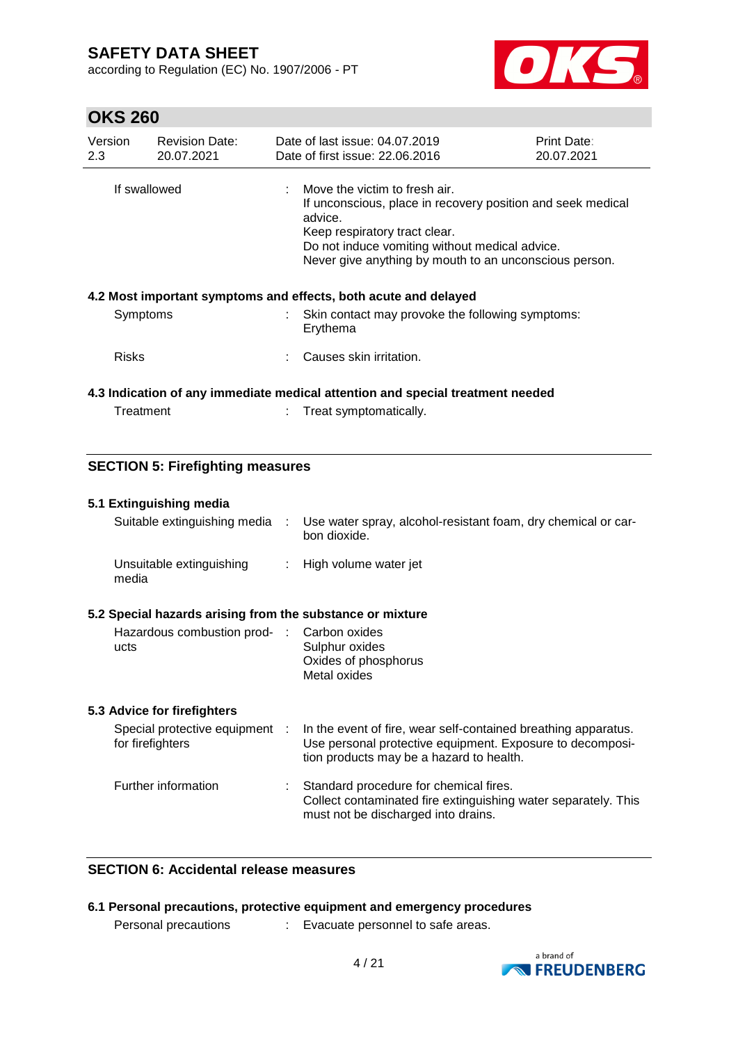| | |
|---|---|
| If swallowed | Move the victim to fresh air.<br>If unconscious, place in recovery position and seek medical advice.<br>Keep respiratory tract clear.<br>Do not induce vomiting without medical advice.<br>Never give anything by mouth to an unconscious person. |

### 4.2 Most important symptoms and effects, both acute and delayed

| | |
|---|---|
| Symptoms | Skin contact may provoke the following symptoms:<br>Erythema |
| Risks | Causes skin irritation. |

### 4.3 Indication of any immediate medical attention and special treatment needed

| | |
|---|---|
| Treatment | Treat symptomatically. |

## SECTION 5: Firefighting measures

### 5.1 Extinguishing media

| | |
|---|---|
| Suitable extinguishing media | Use water spray, alcohol-resistant foam, dry chemical or carbon dioxide. |
| Unsuitable extinguishing media | High volume water jet |

### 5.2 Special hazards arising from the substance or mixture

| | |
|---|---|
| Hazardous combustion products | Carbon oxides<br>Sulphur oxides<br>Oxides of phosphorus<br>Metal oxides |

### 5.3 Advice for firefighters

| | |
|---|---|
| Special protective equipment for firefighters | In the event of fire, wear self-contained breathing apparatus. Use personal protective equipment. Exposure to decomposition products may be a hazard to health. |
| Further information | Standard procedure for chemical fires.<br>Collect contaminated fire extinguishing water separately. This must not be discharged into drains. |

## SECTION 6: Accidental release measures

### 6.1 Personal precautions, protective equipment and emergency procedures

| | |
|---|---|
| Personal precautions | Evacuate personnel to safe areas. |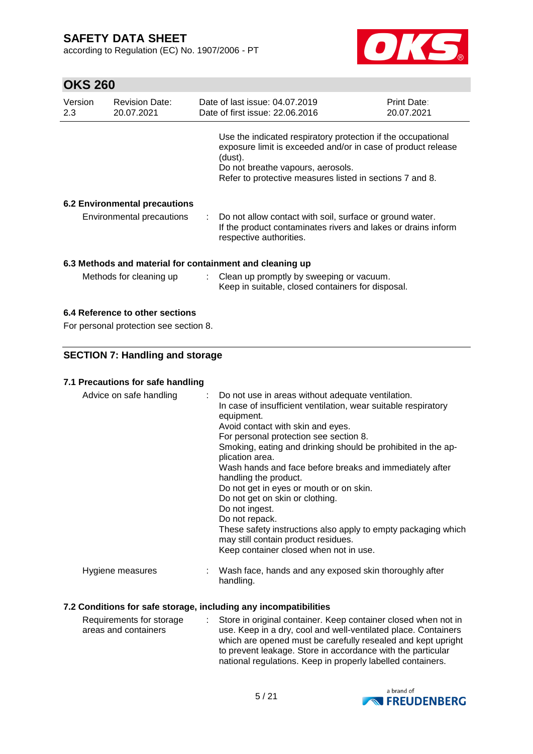Use the indicated respiratory protection if the occupational exposure limit is exceeded and/or in case of product release (dust).
Do not breathe vapours, aerosols.
Refer to protective measures listed in sections 7 and 8.

### 6.2 Environmental precautions

| | | |
|---|---|---|
| Environmental precautions | : | Do not allow contact with soil, surface or ground water. If the product contaminates rivers and lakes or drains inform respective authorities. |

### 6.3 Methods and material for containment and cleaning up

| | | |
|---|---|---|
| Methods for cleaning up | : | Clean up promptly by sweeping or vacuum. Keep in suitable, closed containers for disposal. |

### 6.4 Reference to other sections

For personal protection see section 8.

## SECTION 7: Handling and storage

### 7.1 Precautions for safe handling

| | | |
|---|---|---|
| Advice on safe handling | : | Do not use in areas without adequate ventilation.<br>In case of insufficient ventilation, wear suitable respiratory equipment.<br>Avoid contact with skin and eyes.<br>For personal protection see section 8.<br>Smoking, eating and drinking should be prohibited in the application area.<br>Wash hands and face before breaks and immediately after handling the product.<br>Do not get in eyes or mouth or on skin.<br>Do not get on skin or clothing.<br>Do not ingest.<br>Do not repack.<br>These safety instructions also apply to empty packaging which may still contain product residues.<br>Keep container closed when not in use. |
| Hygiene measures | : | Wash face, hands and any exposed skin thoroughly after handling. |

### 7.2 Conditions for safe storage, including any incompatibilities

| | | |
|---|---|---|
| Requirements for storage areas and containers | : | Store in original container. Keep container closed when not in use. Keep in a dry, cool and well-ventilated place. Containers which are opened must be carefully resealed and kept upright to prevent leakage. Store in accordance with the particular national regulations. Keep in properly labelled containers. |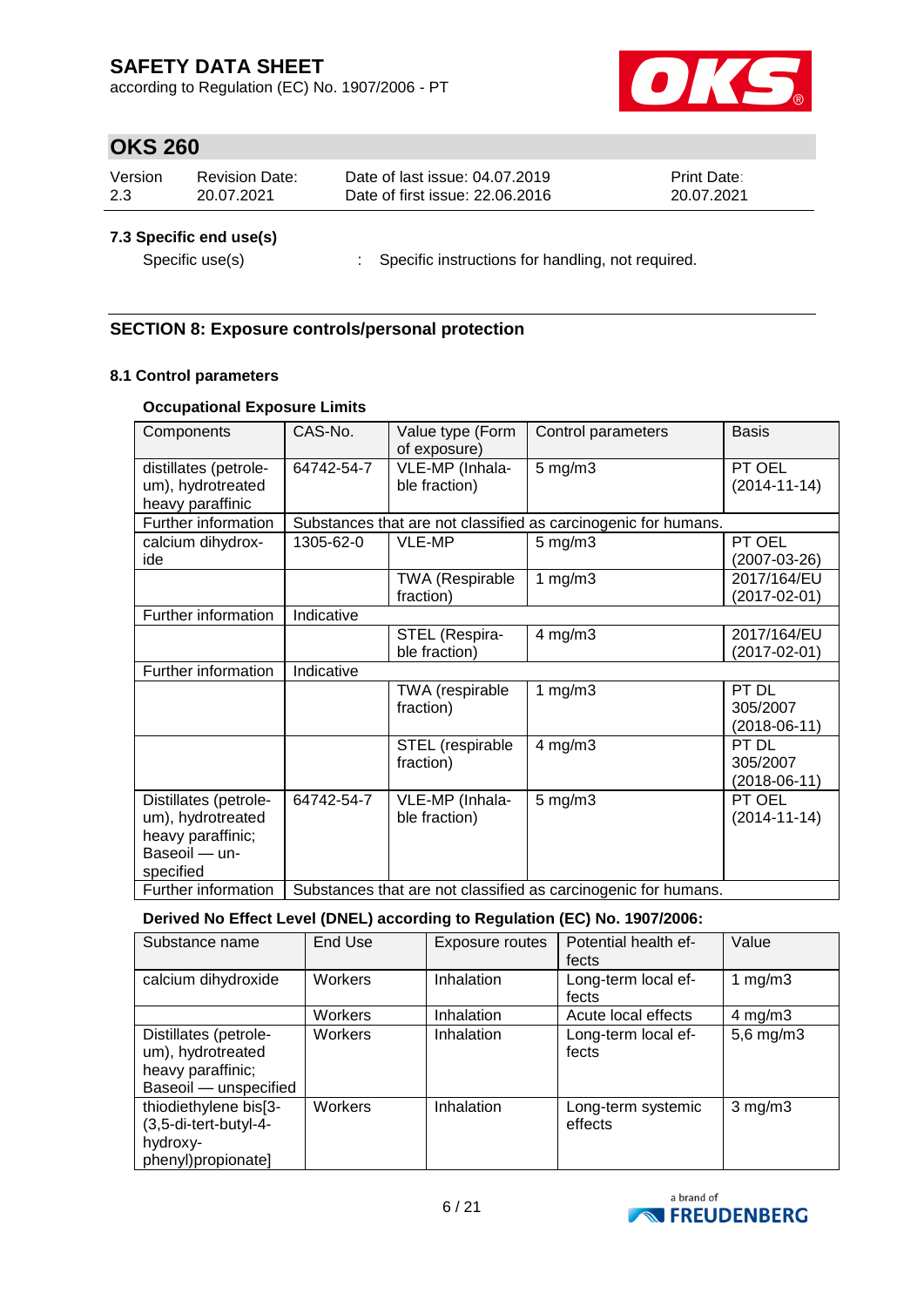### 7.3 Specific end use(s)

Specific use(s) : Specific instructions for handling, not required.

## SECTION 8: Exposure controls/personal protection

### 8.1 Control parameters

**Occupational Exposure Limits**

| Components | CAS-No. | Value type (Form of exposure) | Control parameters | Basis |
|---|---|---|---|---|
| distillates (petroleum), hydrotreated heavy paraffinic | 64742-54-7 | VLE-MP (Inhalable fraction) | 5 mg/m3 | PT OEL (2014-11-14) |
| Further information | Substances that are not classified as carcinogenic for humans. | | | |
| calcium dihydroxide | 1305-62-0 | VLE-MP | 5 mg/m3 | PT OEL (2007-03-26) |
| | | TWA (Respirable fraction) | 1 mg/m3 | 2017/164/EU (2017-02-01) |
| Further information | Indicative | | | |
| | | STEL (Respirable fraction) | 4 mg/m3 | 2017/164/EU (2017-02-01) |
| Further information | Indicative | | | |
| | | TWA (respirable fraction) | 1 mg/m3 | PT DL 305/2007 (2018-06-11) |
| | | STEL (respirable fraction) | 4 mg/m3 | PT DL 305/2007 (2018-06-11) |
| Distillates (petroleum), hydrotreated heavy paraffinic; Baseoil — unspecified | 64742-54-7 | VLE-MP (Inhalable fraction) | 5 mg/m3 | PT OEL (2014-11-14) |
| Further information | Substances that are not classified as carcinogenic for humans. | | | |

**Derived No Effect Level (DNEL) according to Regulation (EC) No. 1907/2006:**

| Substance name | End Use | Exposure routes | Potential health effects | Value |
|---|---|---|---|---|
| calcium dihydroxide | Workers | Inhalation | Long-term local effects | 1 mg/m3 |
| | Workers | Inhalation | Acute local effects | 4 mg/m3 |
| Distillates (petroleum), hydrotreated heavy paraffinic; Baseoil — unspecified | Workers | Inhalation | Long-term local effects | 5,6 mg/m3 |
| thiodiethylene bis[3-(3,5-di-tert-butyl-4-hydroxyphenyl)propionate] | Workers | Inhalation | Long-term systemic effects | 3 mg/m3 |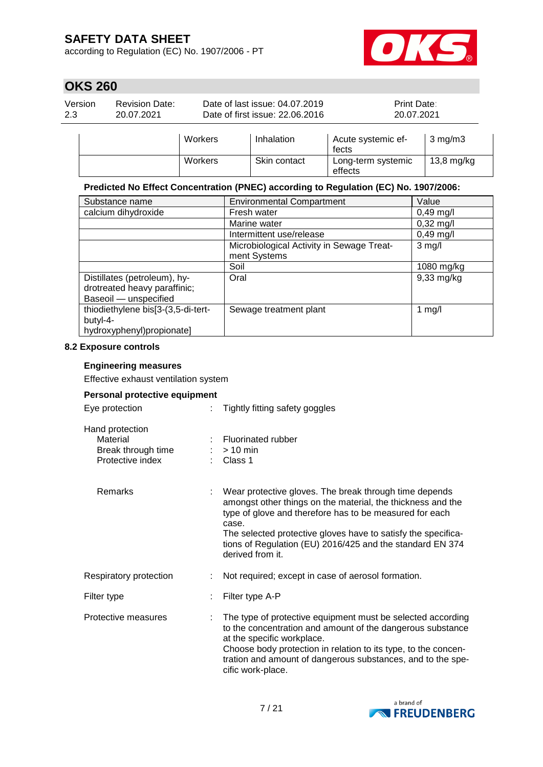| | Workers | Inhalation | Acute systemic effects | 3 mg/m3 |
|---|---|---|---|---|
| | Workers | Skin contact | Long-term systemic effects | 13,8 mg/kg |

**Predicted No Effect Concentration (PNEC) according to Regulation (EC) No. 1907/2006:**

| Substance name | Environmental Compartment | Value |
|---|---|---|
| calcium dihydroxide | Fresh water | 0,49 mg/l |
| | Marine water | 0,32 mg/l |
| | Intermittent use/release | 0,49 mg/l |
| | Microbiological Activity in Sewage Treatment Systems | 3 mg/l |
| | Soil | 1080 mg/kg |
| Distillates (petroleum), hydrotreated heavy paraffinic; Baseoil — unspecified | Oral | 9,33 mg/kg |
| thiodiethylene bis[3-(3,5-di-tert-butyl-4-hydroxyphenyl)propionate] | Sewage treatment plant | 1 mg/l |

### 8.2 Exposure controls

**Engineering measures**

Effective exhaust ventilation system

**Personal protective equipment**

Eye protection : Tightly fitting safety goggles

Hand protection
- Material : Fluorinated rubber
- Break through time : > 10 min
- Protective index : Class 1

Remarks : Wear protective gloves. The break through time depends amongst other things on the material, the thickness and the type of glove and therefore has to be measured for each case.
The selected protective gloves have to satisfy the specifications of Regulation (EU) 2016/425 and the standard EN 374 derived from it.

Respiratory protection : Not required; except in case of aerosol formation.

Filter type : Filter type A-P

Protective measures : The type of protective equipment must be selected according to the concentration and amount of the dangerous substance at the specific workplace.
Choose body protection in relation to its type, to the concentration and amount of dangerous substances, and to the specific work-place.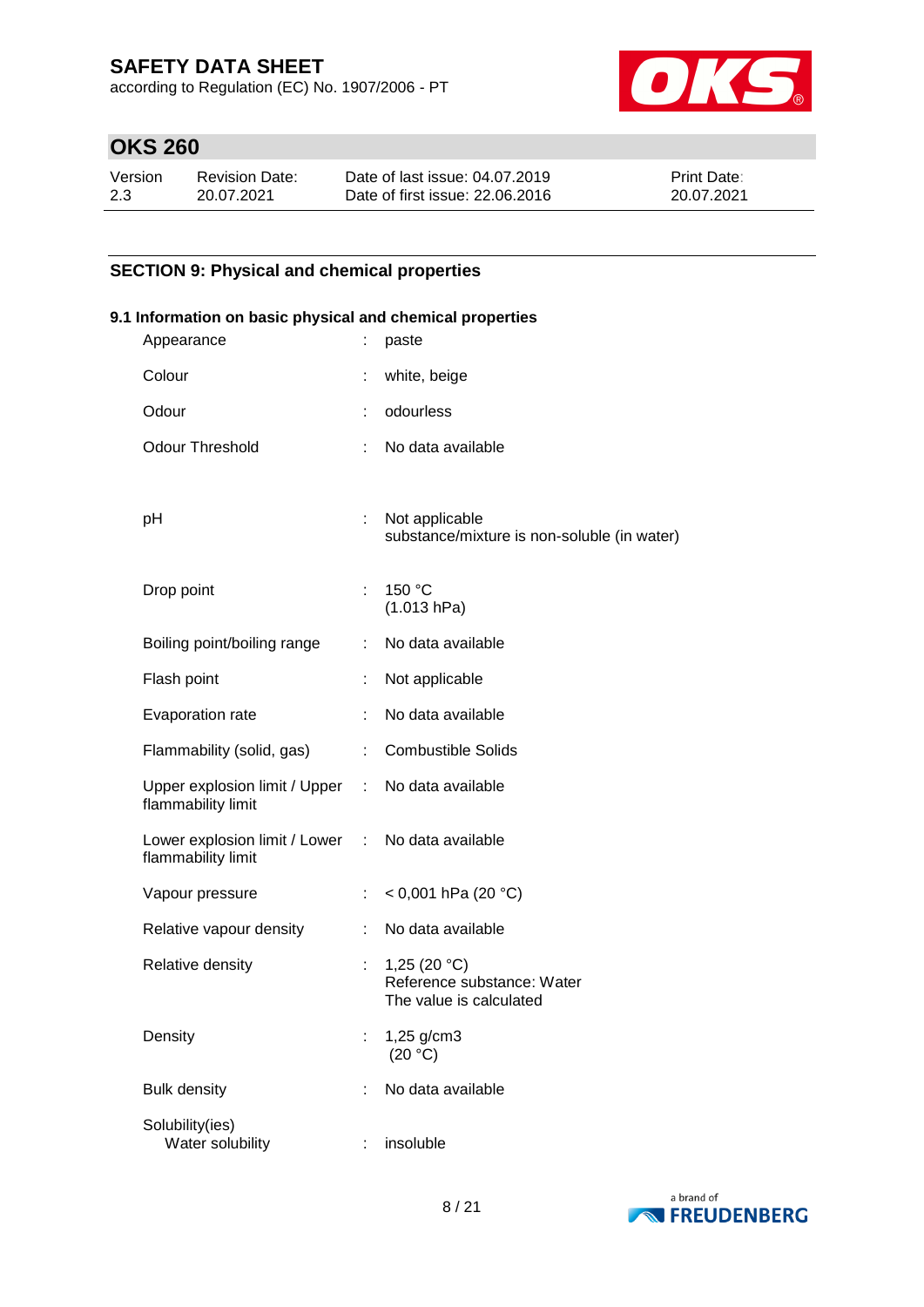## SECTION 9: Physical and chemical properties

### 9.1 Information on basic physical and chemical properties

| Property | | Value |
|---|---|---|
| Appearance | : | paste |
| Colour | : | white, beige |
| Odour | : | odourless |
| Odour Threshold | : | No data available |
| pH | : | Not applicable<br>substance/mixture is non-soluble (in water) |
| Drop point | : | 150 °C<br>(1.013 hPa) |
| Boiling point/boiling range | : | No data available |
| Flash point | : | Not applicable |
| Evaporation rate | : | No data available |
| Flammability (solid, gas) | : | Combustible Solids |
| Upper explosion limit / Upper flammability limit | : | No data available |
| Lower explosion limit / Lower flammability limit | : | No data available |
| Vapour pressure | : | < 0,001 hPa (20 °C) |
| Relative vapour density | : | No data available |
| Relative density | : | 1,25 (20 °C)<br>Reference substance: Water<br>The value is calculated |
| Density | : | 1,25 g/cm3<br>(20 °C) |
| Bulk density | : | No data available |
| Solubility(ies)<br>Water solubility | : | insoluble |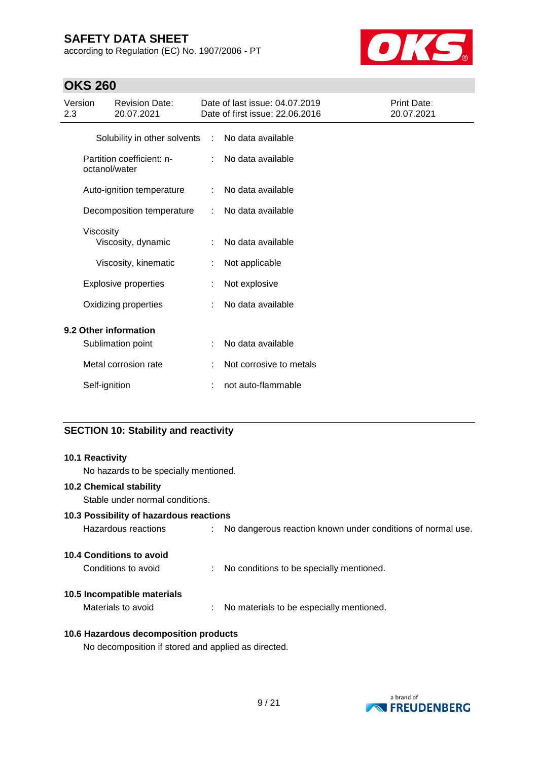| | | |
|---|---|---|
| Solubility in other solvents | : | No data available |
| Partition coefficient: n-octanol/water | : | No data available |
| Auto-ignition temperature | : | No data available |
| Decomposition temperature | : | No data available |
| Viscosity | | |
| Viscosity, dynamic | : | No data available |
| Viscosity, kinematic | : | Not applicable |
| Explosive properties | : | Not explosive |
| Oxidizing properties | : | No data available |

### 9.2 Other information

| | | |
|---|---|---|
| Sublimation point | : | No data available |
| Metal corrosion rate | : | Not corrosive to metals |
| Self-ignition | : | not auto-flammable |

## SECTION 10: Stability and reactivity

### 10.1 Reactivity

No hazards to be specially mentioned.

### 10.2 Chemical stability

Stable under normal conditions.

### 10.3 Possibility of hazardous reactions

Hazardous reactions : No dangerous reaction known under conditions of normal use.

### 10.4 Conditions to avoid

Conditions to avoid : No conditions to be specially mentioned.

### 10.5 Incompatible materials

Materials to avoid : No materials to be especially mentioned.

### 10.6 Hazardous decomposition products

No decomposition if stored and applied as directed.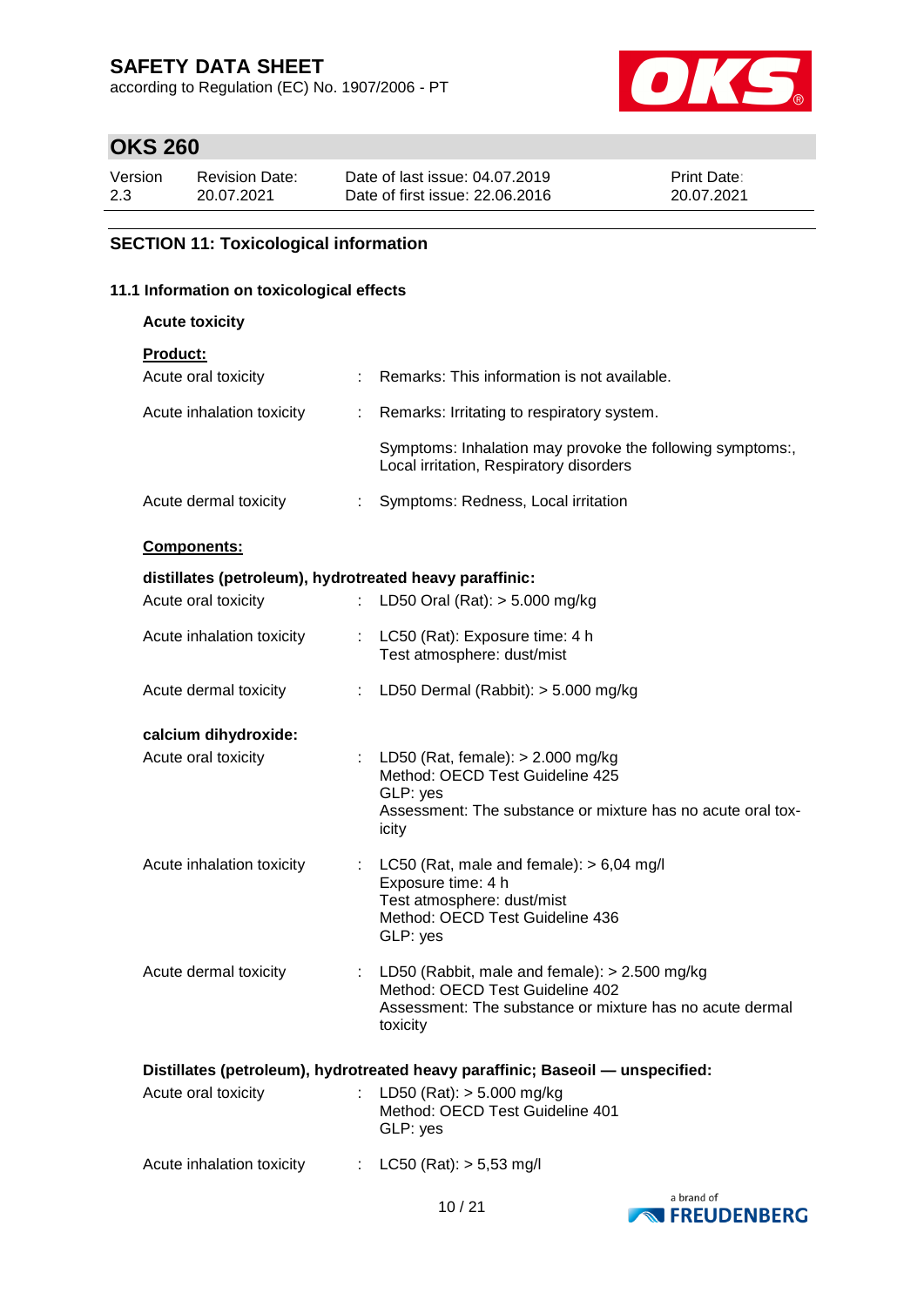## SECTION 11: Toxicological information

### 11.1 Information on toxicological effects

**Acute toxicity**

**Product:**

| | | |
|---|---|---|
| Acute oral toxicity | : | Remarks: This information is not available. |
| Acute inhalation toxicity | : | Remarks: Irritating to respiratory system.<br><br>Symptoms: Inhalation may provoke the following symptoms:, Local irritation, Respiratory disorders |
| Acute dermal toxicity | : | Symptoms: Redness, Local irritation |

**Components:**

**distillates (petroleum), hydrotreated heavy paraffinic:**

| | | |
|---|---|---|
| Acute oral toxicity | : | LD50 Oral (Rat): > 5.000 mg/kg |
| Acute inhalation toxicity | : | LC50 (Rat): Exposure time: 4 h<br>Test atmosphere: dust/mist |
| Acute dermal toxicity | : | LD50 Dermal (Rabbit): > 5.000 mg/kg |

**calcium dihydroxide:**

| | | |
|---|---|---|
| Acute oral toxicity | : | LD50 (Rat, female): > 2.000 mg/kg<br>Method: OECD Test Guideline 425<br>GLP: yes<br>Assessment: The substance or mixture has no acute oral toxicity |
| Acute inhalation toxicity | : | LC50 (Rat, male and female): > 6,04 mg/l<br>Exposure time: 4 h<br>Test atmosphere: dust/mist<br>Method: OECD Test Guideline 436<br>GLP: yes |
| Acute dermal toxicity | : | LD50 (Rabbit, male and female): > 2.500 mg/kg<br>Method: OECD Test Guideline 402<br>Assessment: The substance or mixture has no acute dermal toxicity |

**Distillates (petroleum), hydrotreated heavy paraffinic; Baseoil — unspecified:**

| | | |
|---|---|---|
| Acute oral toxicity | : | LD50 (Rat): > 5.000 mg/kg<br>Method: OECD Test Guideline 401<br>GLP: yes |
| Acute inhalation toxicity | : | LC50 (Rat): > 5,53 mg/l |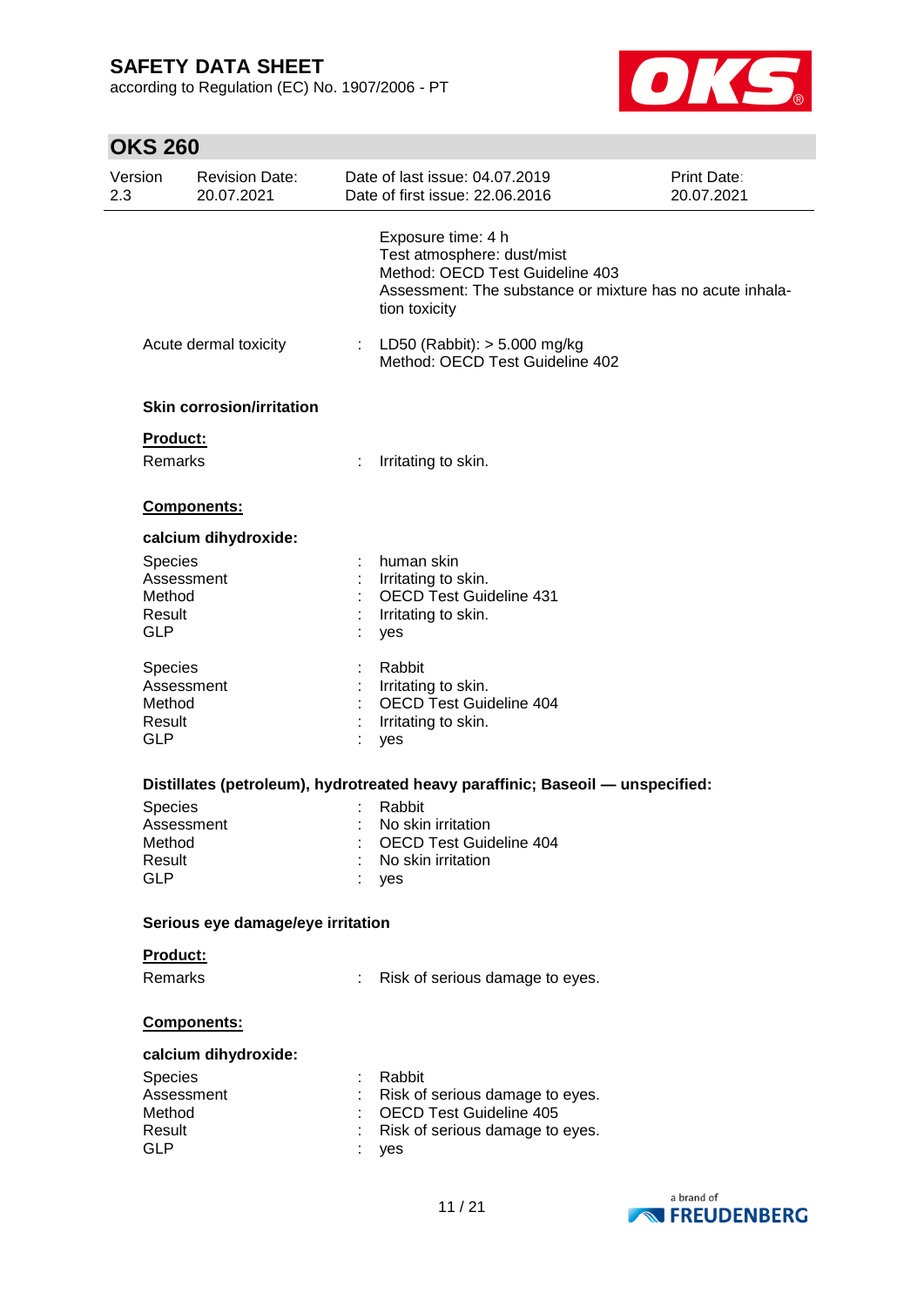Exposure time: 4 h
Test atmosphere: dust/mist
Method: OECD Test Guideline 403
Assessment: The substance or mixture has no acute inhalation toxicity

Acute dermal toxicity : LD50 (Rabbit): > 5.000 mg/kg
Method: OECD Test Guideline 402

**Skin corrosion/irritation**

**Product:**

Remarks : Irritating to skin.

**Components:**

**calcium dihydroxide:**

Species : human skin
Assessment : Irritating to skin.
Method : OECD Test Guideline 431
Result : Irritating to skin.
GLP : yes

Species : Rabbit
Assessment : Irritating to skin.
Method : OECD Test Guideline 404
Result : Irritating to skin.
GLP : yes

**Distillates (petroleum), hydrotreated heavy paraffinic; Baseoil — unspecified:**

Species : Rabbit
Assessment : No skin irritation
Method : OECD Test Guideline 404
Result : No skin irritation
GLP : yes

**Serious eye damage/eye irritation**

**Product:**

Remarks : Risk of serious damage to eyes.

**Components:**

**calcium dihydroxide:**

Species : Rabbit
Assessment : Risk of serious damage to eyes.
Method : OECD Test Guideline 405
Result : Risk of serious damage to eyes.
GLP : yes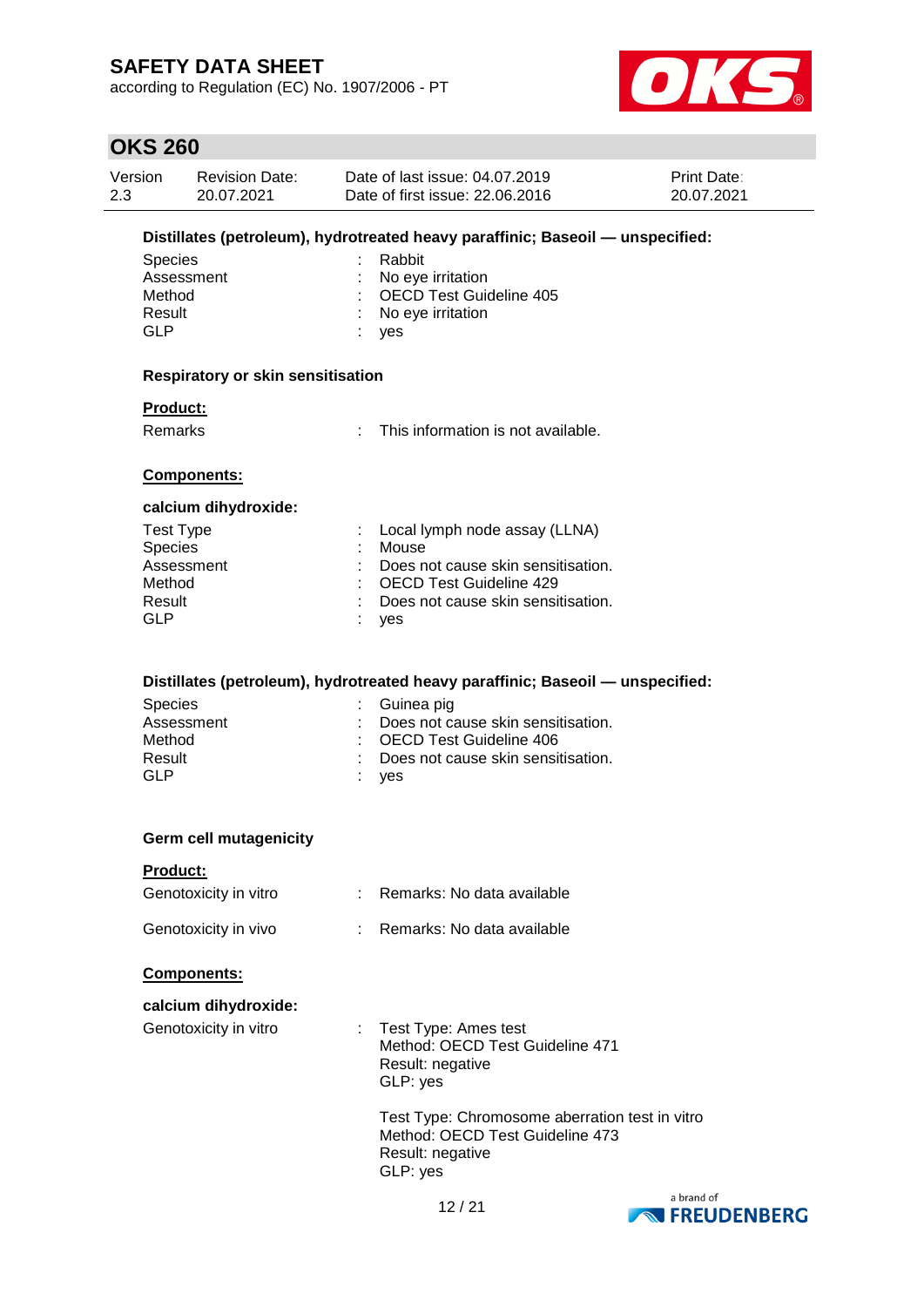**Distillates (petroleum), hydrotreated heavy paraffinic; Baseoil — unspecified:**

| | | |
|---|---|---|
| Species | : | Rabbit |
| Assessment | : | No eye irritation |
| Method | : | OECD Test Guideline 405 |
| Result | : | No eye irritation |
| GLP | : | yes |

**Respiratory or skin sensitisation**

**Product:**

| | | |
|---|---|---|
| Remarks | : | This information is not available. |

**Components:**

**calcium dihydroxide:**

| | | |
|---|---|---|
| Test Type | : | Local lymph node assay (LLNA) |
| Species | : | Mouse |
| Assessment | : | Does not cause skin sensitisation. |
| Method | : | OECD Test Guideline 429 |
| Result | : | Does not cause skin sensitisation. |
| GLP | : | yes |

**Distillates (petroleum), hydrotreated heavy paraffinic; Baseoil — unspecified:**

| | | |
|---|---|---|
| Species | : | Guinea pig |
| Assessment | : | Does not cause skin sensitisation. |
| Method | : | OECD Test Guideline 406 |
| Result | : | Does not cause skin sensitisation. |
| GLP | : | yes |

**Germ cell mutagenicity**

**Product:**

| | | |
|---|---|---|
| Genotoxicity in vitro | : | Remarks: No data available |
| Genotoxicity in vivo | : | Remarks: No data available |

**Components:**

**calcium dihydroxide:**

Genotoxicity in vitro : Test Type: Ames test
Method: OECD Test Guideline 471
Result: negative
GLP: yes

Test Type: Chromosome aberration test in vitro
Method: OECD Test Guideline 473
Result: negative
GLP: yes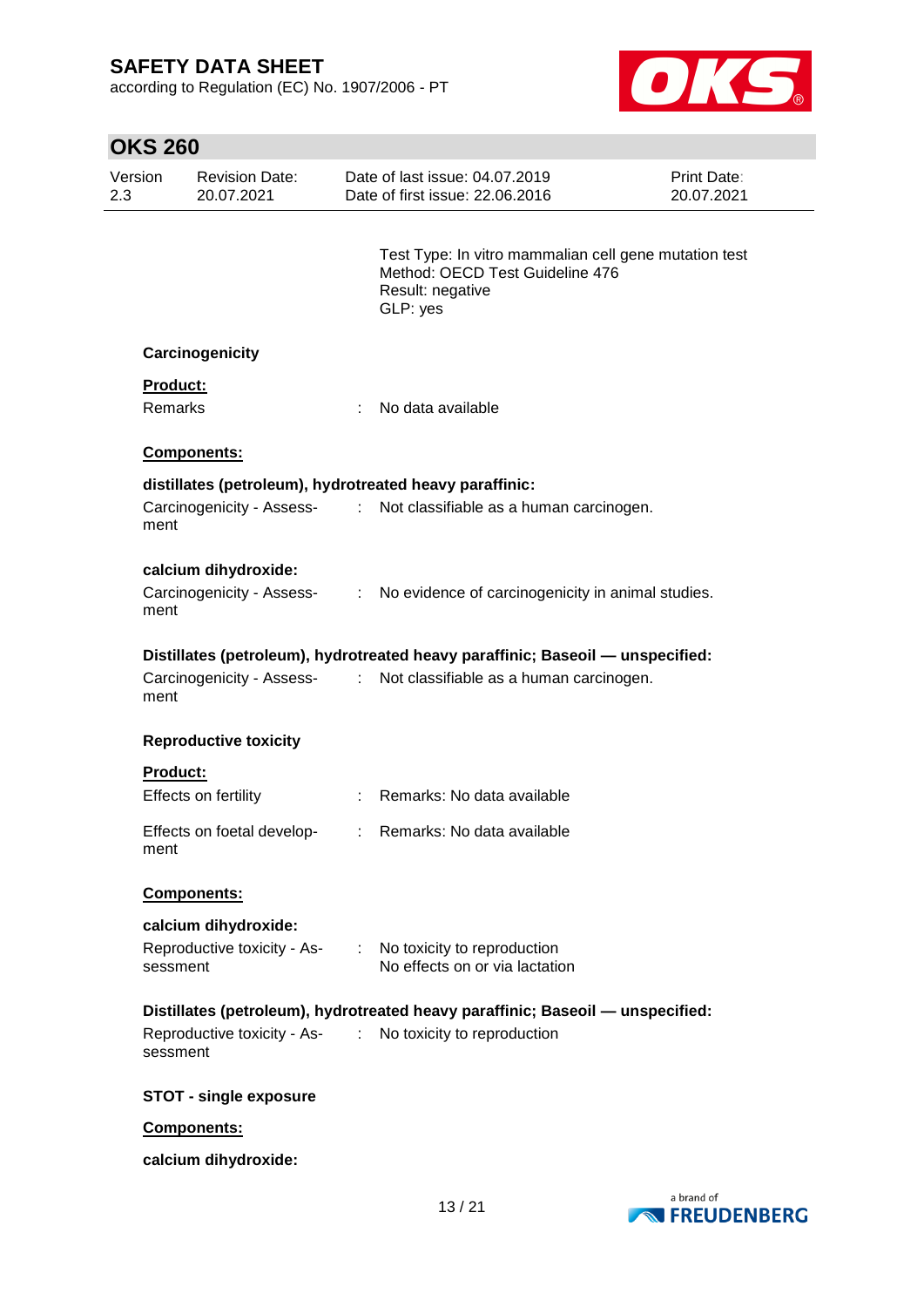Test Type: In vitro mammalian cell gene mutation test
Method: OECD Test Guideline 476
Result: negative
GLP: yes

### Carcinogenicity

**Product:**

Remarks : No data available

**Components:**

**distillates (petroleum), hydrotreated heavy paraffinic:**

Carcinogenicity - Assessment : Not classifiable as a human carcinogen.

**calcium dihydroxide:**

Carcinogenicity - Assessment : No evidence of carcinogenicity in animal studies.

**Distillates (petroleum), hydrotreated heavy paraffinic; Baseoil — unspecified:**

Carcinogenicity - Assessment : Not classifiable as a human carcinogen.

### Reproductive toxicity

**Product:**

Effects on fertility : Remarks: No data available

Effects on foetal development : Remarks: No data available

**Components:**

**calcium dihydroxide:**

Reproductive toxicity - Assessment : No toxicity to reproduction
No effects on or via lactation

**Distillates (petroleum), hydrotreated heavy paraffinic; Baseoil — unspecified:**

Reproductive toxicity - Assessment : No toxicity to reproduction

### STOT - single exposure

**Components:**

**calcium dihydroxide:**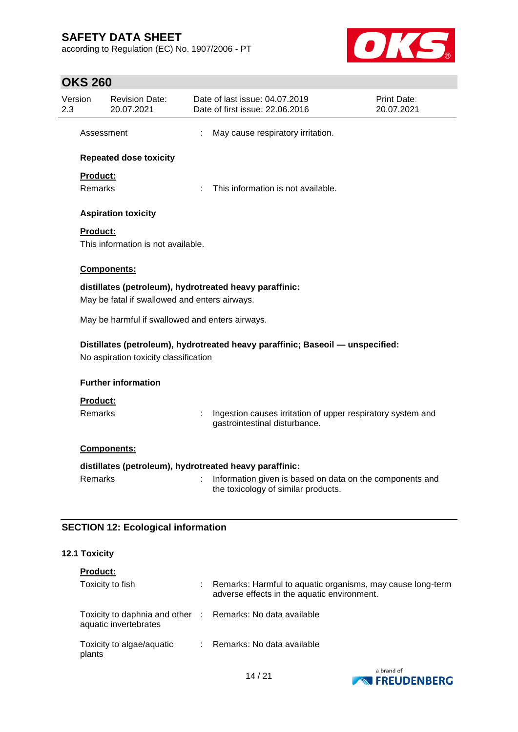Assessment : May cause respiratory irritation.

**Repeated dose toxicity**

**Product:**

Remarks : This information is not available.

**Aspiration toxicity**

**Product:**

This information is not available.

**Components:**

**distillates (petroleum), hydrotreated heavy paraffinic:**

May be fatal if swallowed and enters airways.

May be harmful if swallowed and enters airways.

**Distillates (petroleum), hydrotreated heavy paraffinic; Baseoil — unspecified:**

No aspiration toxicity classification

**Further information**

**Product:**

Remarks : Ingestion causes irritation of upper respiratory system and gastrointestinal disturbance.

**Components:**

**distillates (petroleum), hydrotreated heavy paraffinic:**

Remarks : Information given is based on data on the components and the toxicology of similar products.

## SECTION 12: Ecological information

### 12.1 Toxicity

**Product:**

Toxicity to fish : Remarks: Harmful to aquatic organisms, may cause long-term adverse effects in the aquatic environment.

Toxicity to daphnia and other aquatic invertebrates : Remarks: No data available

Toxicity to algae/aquatic plants : Remarks: No data available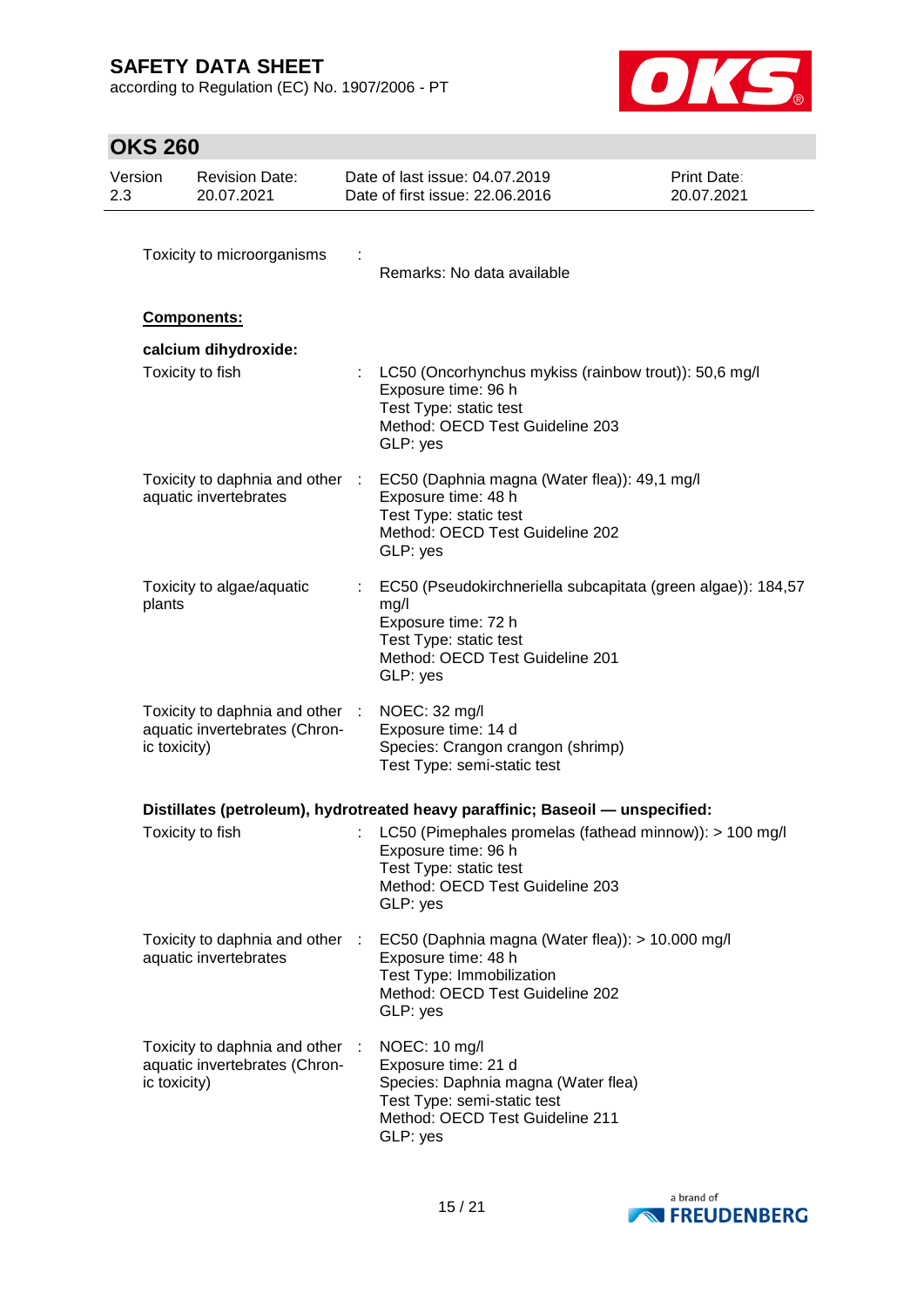| | | |
|---|---|---|
| Toxicity to microorganisms | : | Remarks: No data available |

**Components:**

**calcium dihydroxide:**

| | | |
|---|---|---|
| Toxicity to fish | : | LC50 (Oncorhynchus mykiss (rainbow trout)): 50,6 mg/l<br>Exposure time: 96 h<br>Test Type: static test<br>Method: OECD Test Guideline 203<br>GLP: yes |
| Toxicity to daphnia and other aquatic invertebrates | : | EC50 (Daphnia magna (Water flea)): 49,1 mg/l<br>Exposure time: 48 h<br>Test Type: static test<br>Method: OECD Test Guideline 202<br>GLP: yes |
| Toxicity to algae/aquatic plants | : | EC50 (Pseudokirchneriella subcapitata (green algae)): 184,57 mg/l<br>Exposure time: 72 h<br>Test Type: static test<br>Method: OECD Test Guideline 201<br>GLP: yes |
| Toxicity to daphnia and other aquatic invertebrates (Chronic toxicity) | : | NOEC: 32 mg/l<br>Exposure time: 14 d<br>Species: Crangon crangon (shrimp)<br>Test Type: semi-static test |

**Distillates (petroleum), hydrotreated heavy paraffinic; Baseoil — unspecified:**

| | | |
|---|---|---|
| Toxicity to fish | : | LC50 (Pimephales promelas (fathead minnow)): > 100 mg/l<br>Exposure time: 96 h<br>Test Type: static test<br>Method: OECD Test Guideline 203<br>GLP: yes |
| Toxicity to daphnia and other aquatic invertebrates | : | EC50 (Daphnia magna (Water flea)): > 10.000 mg/l<br>Exposure time: 48 h<br>Test Type: Immobilization<br>Method: OECD Test Guideline 202<br>GLP: yes |
| Toxicity to daphnia and other aquatic invertebrates (Chronic toxicity) | : | NOEC: 10 mg/l<br>Exposure time: 21 d<br>Species: Daphnia magna (Water flea)<br>Test Type: semi-static test<br>Method: OECD Test Guideline 211<br>GLP: yes |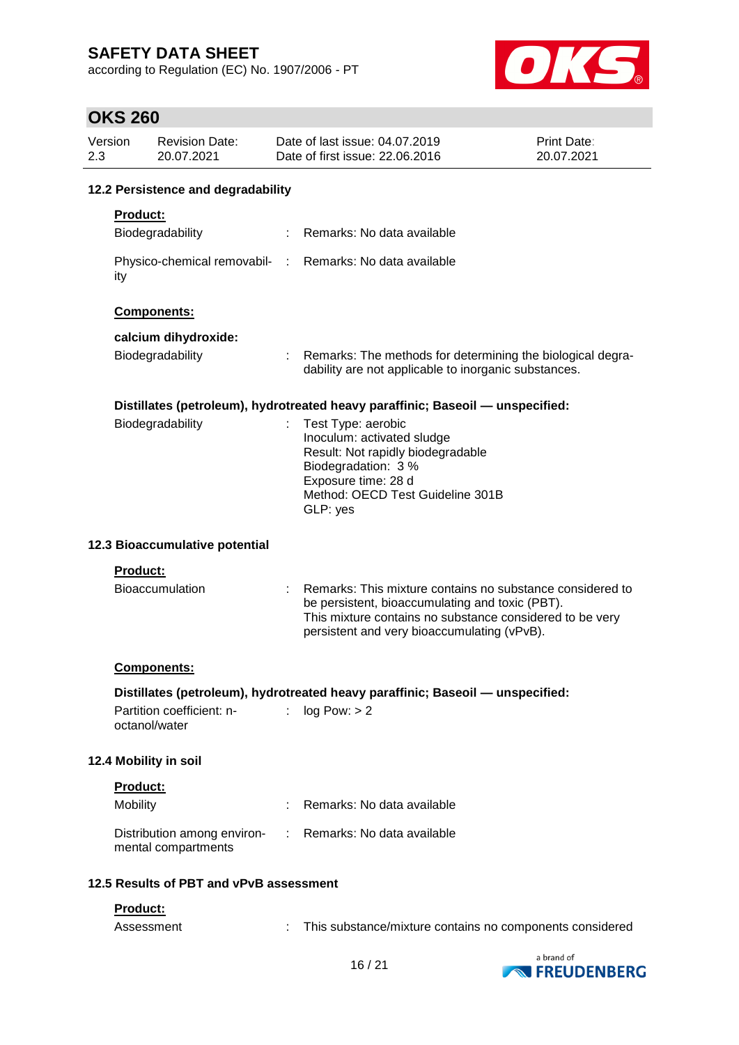### 12.2 Persistence and degradability

**Product:**

| | |
|---|---|
| Biodegradability | : Remarks: No data available |
| Physico-chemical removability | : Remarks: No data available |

**Components:**

**calcium dihydroxide:**

| | |
|---|---|
| Biodegradability | : Remarks: The methods for determining the biological degradability are not applicable to inorganic substances. |

**Distillates (petroleum), hydrotreated heavy paraffinic; Baseoil — unspecified:**

| | |
|---|---|
| Biodegradability | : Test Type: aerobic<br>Inoculum: activated sludge<br>Result: Not rapidly biodegradable<br>Biodegradation: 3 %<br>Exposure time: 28 d<br>Method: OECD Test Guideline 301B<br>GLP: yes |

### 12.3 Bioaccumulative potential

**Product:**

| | |
|---|---|
| Bioaccumulation | : Remarks: This mixture contains no substance considered to be persistent, bioaccumulating and toxic (PBT).<br>This mixture contains no substance considered to be very persistent and very bioaccumulating (vPvB). |

**Components:**

**Distillates (petroleum), hydrotreated heavy paraffinic; Baseoil — unspecified:**

| | |
|---|---|
| Partition coefficient: n-octanol/water | : log Pow: > 2 |

### 12.4 Mobility in soil

**Product:**

| | |
|---|---|
| Mobility | : Remarks: No data available |
| Distribution among environmental compartments | : Remarks: No data available |

### 12.5 Results of PBT and vPvB assessment

**Product:**

| | |
|---|---|
| Assessment | : This substance/mixture contains no components considered |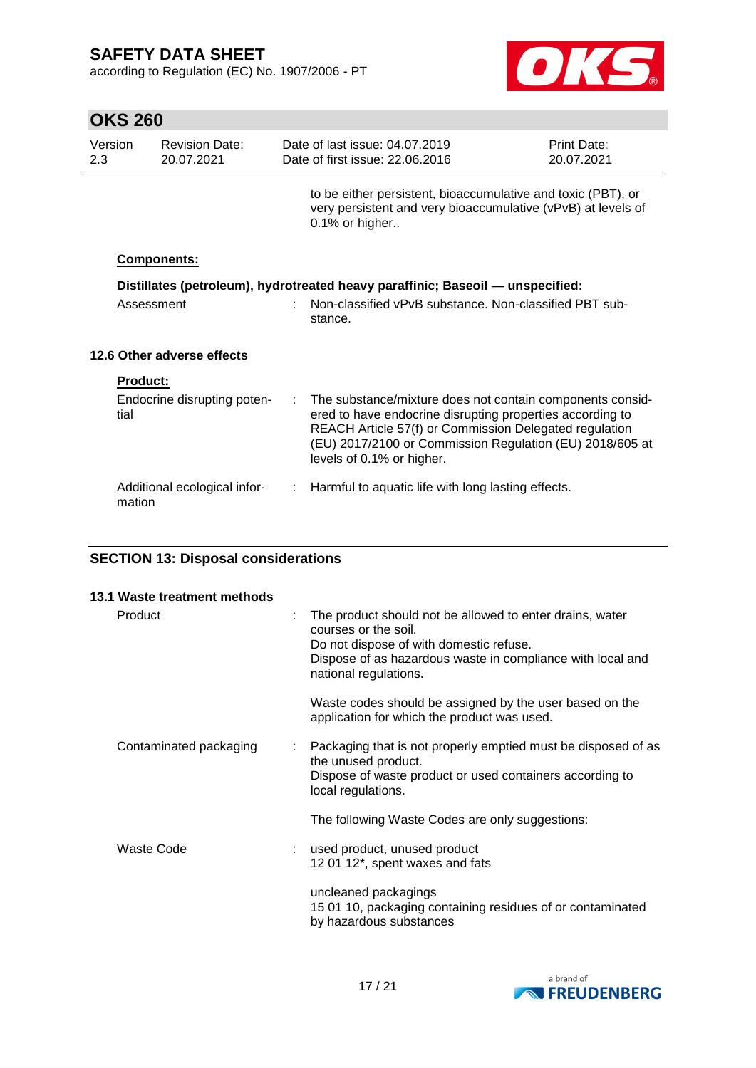to be either persistent, bioaccumulative and toxic (PBT), or very persistent and very bioaccumulative (vPvB) at levels of 0.1% or higher..

**Components:**

**Distillates (petroleum), hydrotreated heavy paraffinic; Baseoil — unspecified:**

Assessment : Non-classified vPvB substance. Non-classified PBT substance.

### 12.6 Other adverse effects

**Product:**

Endocrine disrupting potential : The substance/mixture does not contain components considered to have endocrine disrupting properties according to REACH Article 57(f) or Commission Delegated regulation (EU) 2017/2100 or Commission Regulation (EU) 2018/605 at levels of 0.1% or higher.

Additional ecological information : Harmful to aquatic life with long lasting effects.

## SECTION 13: Disposal considerations

### 13.1 Waste treatment methods

Product : The product should not be allowed to enter drains, water courses or the soil.
Do not dispose of with domestic refuse.
Dispose of as hazardous waste in compliance with local and national regulations.

Waste codes should be assigned by the user based on the application for which the product was used.

Contaminated packaging : Packaging that is not properly emptied must be disposed of as the unused product.
Dispose of waste product or used containers according to local regulations.

The following Waste Codes are only suggestions:

Waste Code : used product, unused product
12 01 12*, spent waxes and fats

uncleaned packagings
15 01 10, packaging containing residues of or contaminated by hazardous substances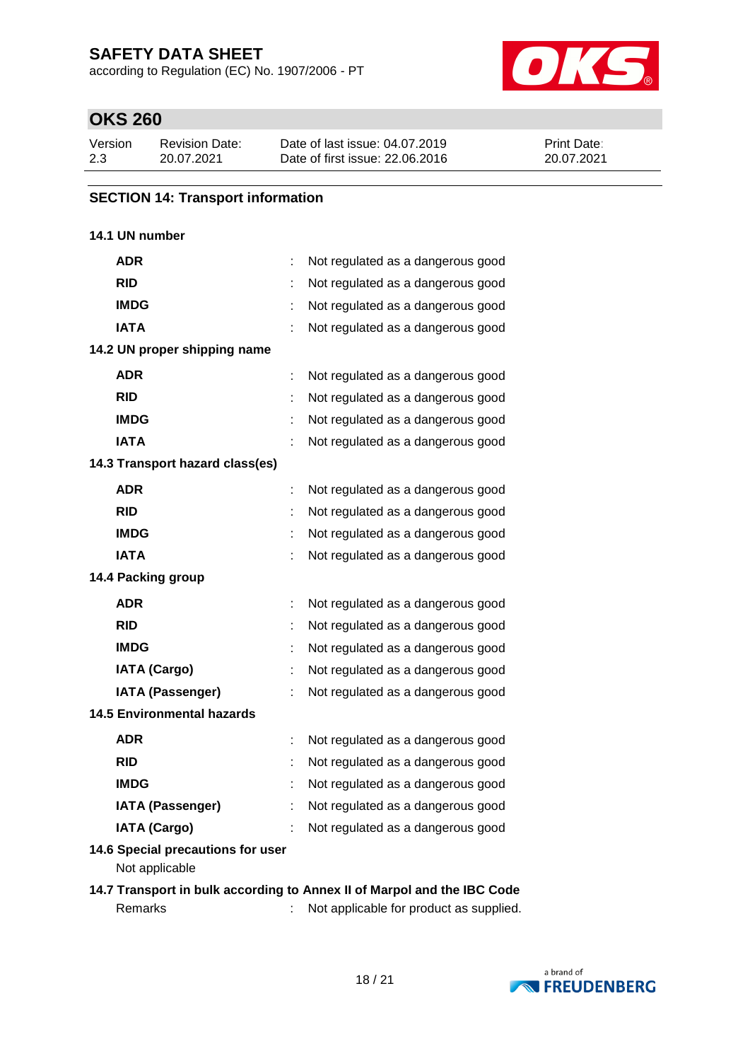## SECTION 14: Transport information

**14.1 UN number**

| | | |
|---|---|---|
| **ADR** | : | Not regulated as a dangerous good |
| **RID** | : | Not regulated as a dangerous good |
| **IMDG** | : | Not regulated as a dangerous good |
| **IATA** | : | Not regulated as a dangerous good |

**14.2 UN proper shipping name**

| | | |
|---|---|---|
| **ADR** | : | Not regulated as a dangerous good |
| **RID** | : | Not regulated as a dangerous good |
| **IMDG** | : | Not regulated as a dangerous good |
| **IATA** | : | Not regulated as a dangerous good |

**14.3 Transport hazard class(es)**

| | | |
|---|---|---|
| **ADR** | : | Not regulated as a dangerous good |
| **RID** | : | Not regulated as a dangerous good |
| **IMDG** | : | Not regulated as a dangerous good |
| **IATA** | : | Not regulated as a dangerous good |

**14.4 Packing group**

| | | |
|---|---|---|
| **ADR** | : | Not regulated as a dangerous good |
| **RID** | : | Not regulated as a dangerous good |
| **IMDG** | : | Not regulated as a dangerous good |
| **IATA (Cargo)** | : | Not regulated as a dangerous good |
| **IATA (Passenger)** | : | Not regulated as a dangerous good |

**14.5 Environmental hazards**

| | | |
|---|---|---|
| **ADR** | : | Not regulated as a dangerous good |
| **RID** | : | Not regulated as a dangerous good |
| **IMDG** | : | Not regulated as a dangerous good |
| **IATA (Passenger)** | : | Not regulated as a dangerous good |
| **IATA (Cargo)** | : | Not regulated as a dangerous good |

**14.6 Special precautions for user**

Not applicable

**14.7 Transport in bulk according to Annex II of Marpol and the IBC Code**

Remarks : Not applicable for product as supplied.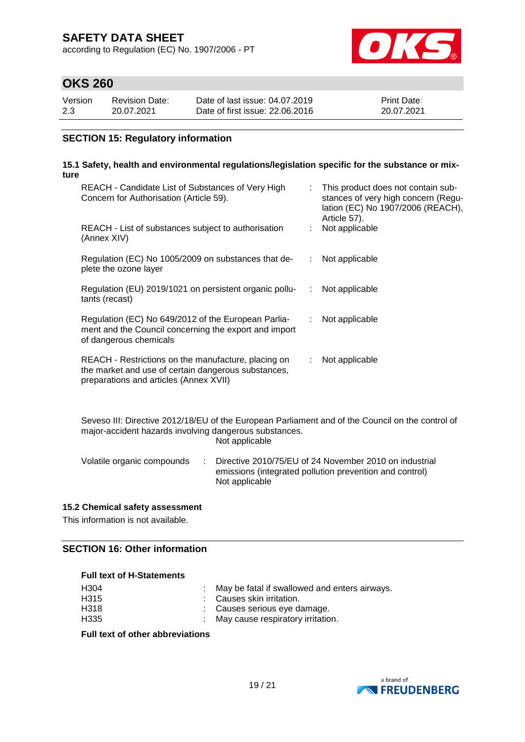## SECTION 15: Regulatory information

### 15.1 Safety, health and environmental regulations/legislation specific for the substance or mixture

| | | |
|---|---|---|
| REACH - Candidate List of Substances of Very High Concern for Authorisation (Article 59). | : | This product does not contain substances of very high concern (Regulation (EC) No 1907/2006 (REACH), Article 57). |
| REACH - List of substances subject to authorisation (Annex XIV) | : | Not applicable |
| Regulation (EC) No 1005/2009 on substances that deplete the ozone layer | : | Not applicable |
| Regulation (EU) 2019/1021 on persistent organic pollutants (recast) | : | Not applicable |
| Regulation (EC) No 649/2012 of the European Parliament and the Council concerning the export and import of dangerous chemicals | : | Not applicable |
| REACH - Restrictions on the manufacture, placing on the market and use of certain dangerous substances, preparations and articles (Annex XVII) | : | Not applicable |

Seveso III: Directive 2012/18/EU of the European Parliament and of the Council on the control of major-accident hazards involving dangerous substances.
Not applicable

Volatile organic compounds : Directive 2010/75/EU of 24 November 2010 on industrial emissions (integrated pollution prevention and control)
Not applicable

### 15.2 Chemical safety assessment

This information is not available.

## SECTION 16: Other information

**Full text of H-Statements**

| | | |
|---|---|---|
| H304 | : | May be fatal if swallowed and enters airways. |
| H315 | : | Causes skin irritation. |
| H318 | : | Causes serious eye damage. |
| H335 | : | May cause respiratory irritation. |

**Full text of other abbreviations**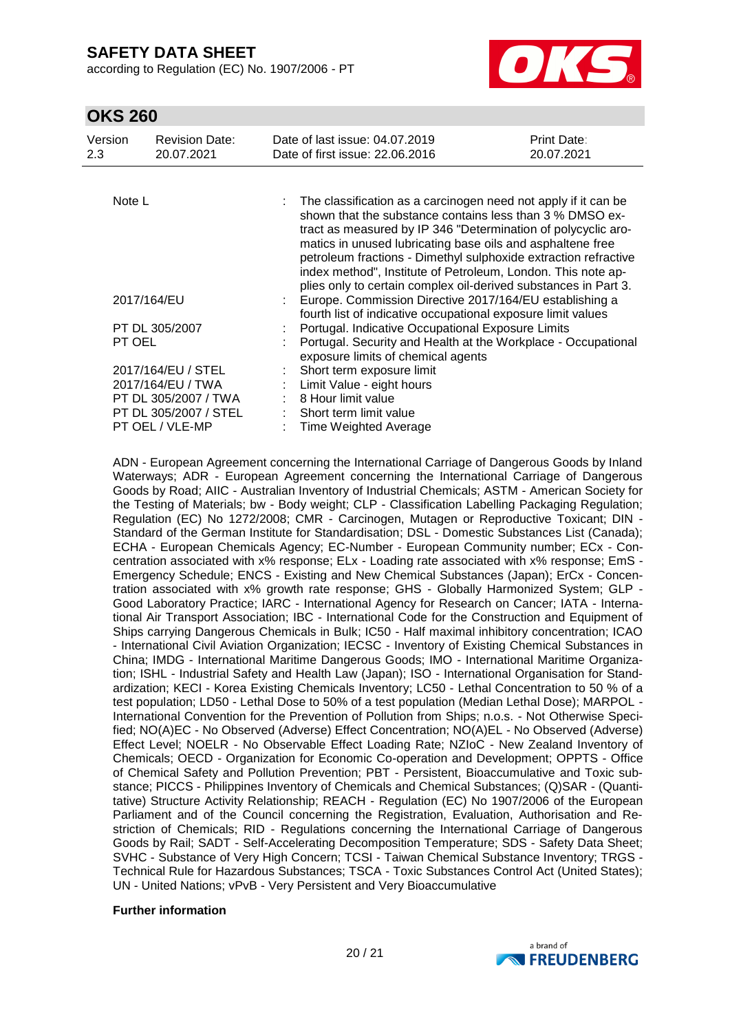| | | |
|---|---|---|
| Note L | : | The classification as a carcinogen need not apply if it can be shown that the substance contains less than 3 % DMSO extract as measured by IP 346 "Determination of polycyclic aromatics in unused lubricating base oils and asphaltene free petroleum fractions - Dimethyl sulphoxide extraction refractive index method", Institute of Petroleum, London. This note applies only to certain complex oil-derived substances in Part 3. |
| 2017/164/EU | : | Europe. Commission Directive 2017/164/EU establishing a fourth list of indicative occupational exposure limit values |
| PT DL 305/2007 | : | Portugal. Indicative Occupational Exposure Limits |
| PT OEL | : | Portugal. Security and Health at the Workplace - Occupational exposure limits of chemical agents |
| 2017/164/EU / STEL | : | Short term exposure limit |
| 2017/164/EU / TWA | : | Limit Value - eight hours |
| PT DL 305/2007 / TWA | : | 8 Hour limit value |
| PT DL 305/2007 / STEL | : | Short term limit value |
| PT OEL / VLE-MP | : | Time Weighted Average |

ADN - European Agreement concerning the International Carriage of Dangerous Goods by Inland Waterways; ADR - European Agreement concerning the International Carriage of Dangerous Goods by Road; AIIC - Australian Inventory of Industrial Chemicals; ASTM - American Society for the Testing of Materials; bw - Body weight; CLP - Classification Labelling Packaging Regulation; Regulation (EC) No 1272/2008; CMR - Carcinogen, Mutagen or Reproductive Toxicant; DIN - Standard of the German Institute for Standardisation; DSL - Domestic Substances List (Canada); ECHA - European Chemicals Agency; EC-Number - European Community number; ECx - Concentration associated with x% response; ELx - Loading rate associated with x% response; EmS - Emergency Schedule; ENCS - Existing and New Chemical Substances (Japan); ErCx - Concentration associated with x% growth rate response; GHS - Globally Harmonized System; GLP - Good Laboratory Practice; IARC - International Agency for Research on Cancer; IATA - International Air Transport Association; IBC - International Code for the Construction and Equipment of Ships carrying Dangerous Chemicals in Bulk; IC50 - Half maximal inhibitory concentration; ICAO - International Civil Aviation Organization; IECSC - Inventory of Existing Chemical Substances in China; IMDG - International Maritime Dangerous Goods; IMO - International Maritime Organization; ISHL - Industrial Safety and Health Law (Japan); ISO - International Organisation for Standardization; KECI - Korea Existing Chemicals Inventory; LC50 - Lethal Concentration to 50 % of a test population; LD50 - Lethal Dose to 50% of a test population (Median Lethal Dose); MARPOL - International Convention for the Prevention of Pollution from Ships; n.o.s. - Not Otherwise Specified; NO(A)EC - No Observed (Adverse) Effect Concentration; NO(A)EL - No Observed (Adverse) Effect Level; NOELR - No Observable Effect Loading Rate; NZIoC - New Zealand Inventory of Chemicals; OECD - Organization for Economic Co-operation and Development; OPPTS - Office of Chemical Safety and Pollution Prevention; PBT - Persistent, Bioaccumulative and Toxic substance; PICCS - Philippines Inventory of Chemicals and Chemical Substances; (Q)SAR - (Quantitative) Structure Activity Relationship; REACH - Regulation (EC) No 1907/2006 of the European Parliament and of the Council concerning the Registration, Evaluation, Authorisation and Restriction of Chemicals; RID - Regulations concerning the International Carriage of Dangerous Goods by Rail; SADT - Self-Accelerating Decomposition Temperature; SDS - Safety Data Sheet; SVHC - Substance of Very High Concern; TCSI - Taiwan Chemical Substance Inventory; TRGS - Technical Rule for Hazardous Substances; TSCA - Toxic Substances Control Act (United States); UN - United Nations; vPvB - Very Persistent and Very Bioaccumulative

**Further information**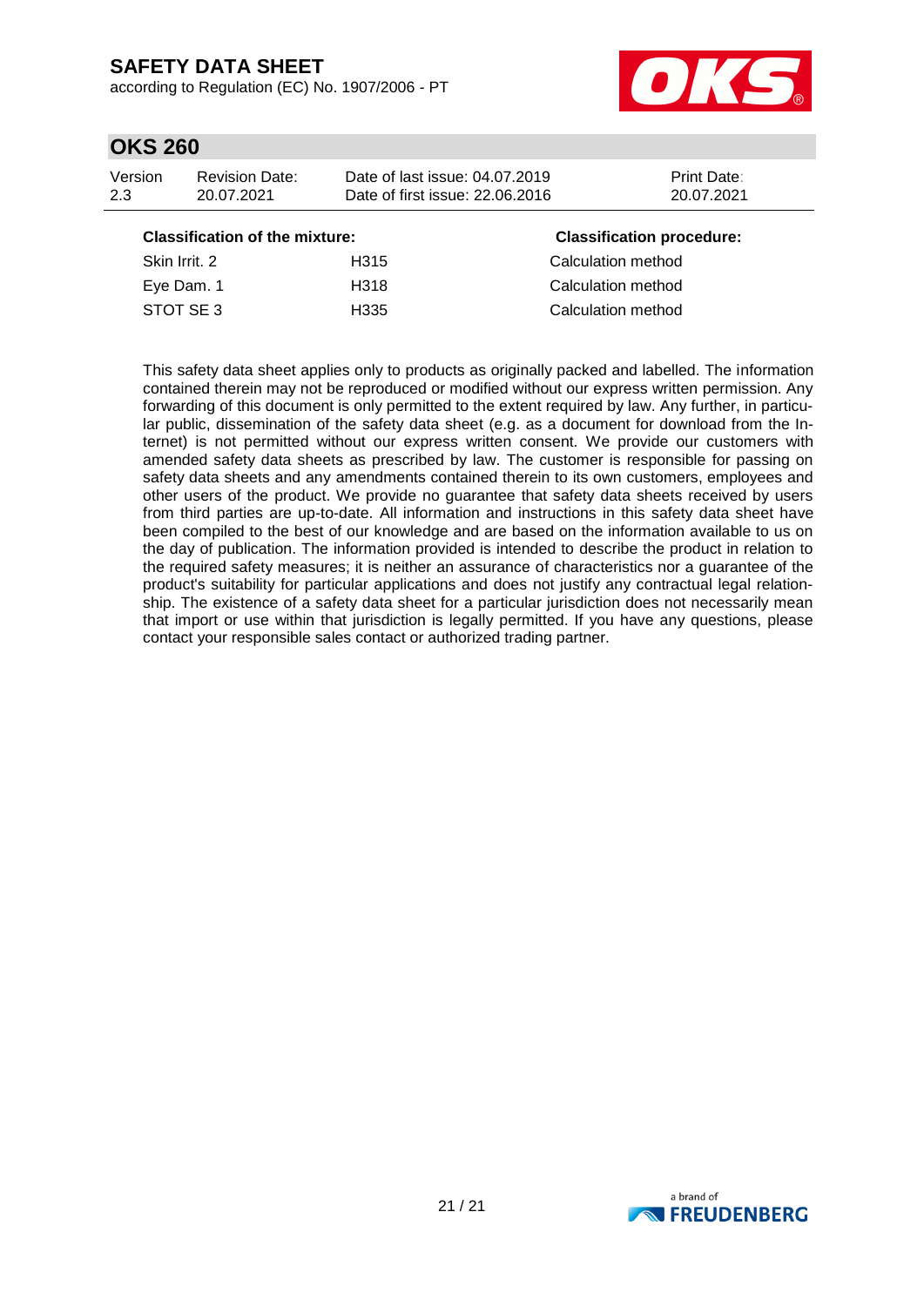**Classification of the mixture:** | **Classification procedure:**

| | | |
|---|---|---|
| Skin Irrit. 2 | H315 | Calculation method |
| Eye Dam. 1 | H318 | Calculation method |
| STOT SE 3 | H335 | Calculation method |

This safety data sheet applies only to products as originally packed and labelled. The information contained therein may not be reproduced or modified without our express written permission. Any forwarding of this document is only permitted to the extent required by law. Any further, in particular public, dissemination of the safety data sheet (e.g. as a document for download from the Internet) is not permitted without our express written consent. We provide our customers with amended safety data sheets as prescribed by law. The customer is responsible for passing on safety data sheets and any amendments contained therein to its own customers, employees and other users of the product. We provide no guarantee that safety data sheets received by users from third parties are up-to-date. All information and instructions in this safety data sheet have been compiled to the best of our knowledge and are based on the information available to us on the day of publication. The information provided is intended to describe the product in relation to the required safety measures; it is neither an assurance of characteristics nor a guarantee of the product's suitability for particular applications and does not justify any contractual legal relationship. The existence of a safety data sheet for a particular jurisdiction does not necessarily mean that import or use within that jurisdiction is legally permitted. If you have any questions, please contact your responsible sales contact or authorized trading partner.